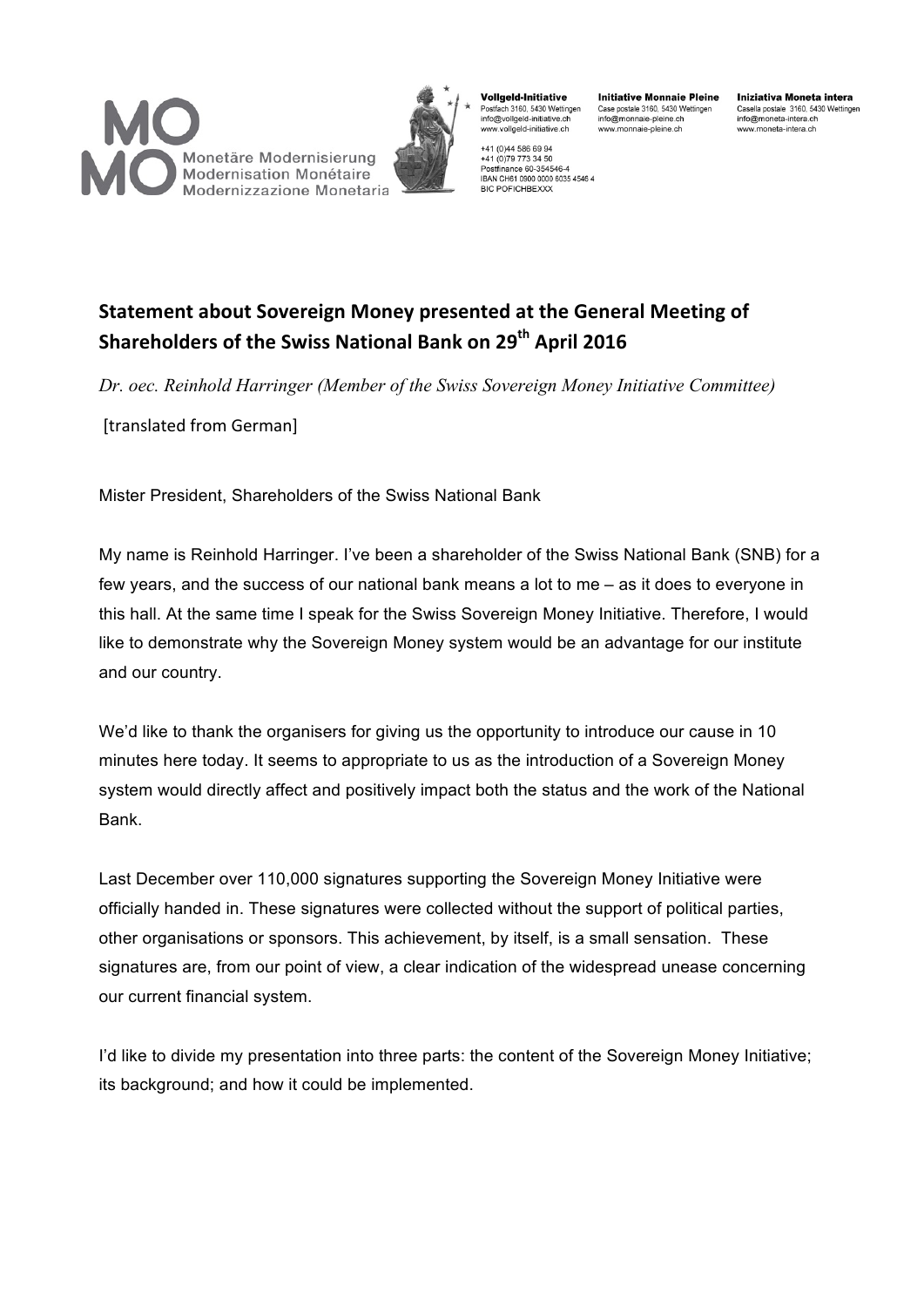MO MO Monetäre Modernisierung Modernisation Monétaire Modernizzazione Monetaria

**Vollgeld-Initiative**
Postfach 3160, 5430 Wettingen
info@vollgeld-initiative.ch
www.vollgeld-initiative.ch

+41 (0)44 586 69 94
+41 (0)79 773 34 50
Postfinance 60-354546-4
IBAN CH61 0900 0000 6035 4546 4
BIC POFICHBEXXX

**Initiative Monnaie Pleine**
Case postale 3160, 5430 Wettingen
info@monnaie-pleine.ch
www.monnaie-pleine.ch

**Iniziativa Moneta intera**
Casella postale 3160, 5430 Wettingen
info@moneta-intera.ch
www.moneta-intera.ch

## Statement about Sovereign Money presented at the General Meeting of Shareholders of the Swiss National Bank on 29th April 2016

*Dr. oec. Reinhold Harringer (Member of the Swiss Sovereign Money Initiative Committee)*

[translated from German]

Mister President, Shareholders of the Swiss National Bank

My name is Reinhold Harringer. I've been a shareholder of the Swiss National Bank (SNB) for a few years, and the success of our national bank means a lot to me – as it does to everyone in this hall. At the same time I speak for the Swiss Sovereign Money Initiative. Therefore, I would like to demonstrate why the Sovereign Money system would be an advantage for our institute and our country.

We'd like to thank the organisers for giving us the opportunity to introduce our cause in 10 minutes here today. It seems to appropriate to us as the introduction of a Sovereign Money system would directly affect and positively impact both the status and the work of the National Bank.

Last December over 110,000 signatures supporting the Sovereign Money Initiative were officially handed in. These signatures were collected without the support of political parties, other organisations or sponsors. This achievement, by itself, is a small sensation. These signatures are, from our point of view, a clear indication of the widespread unease concerning our current financial system.

I'd like to divide my presentation into three parts: the content of the Sovereign Money Initiative; its background; and how it could be implemented.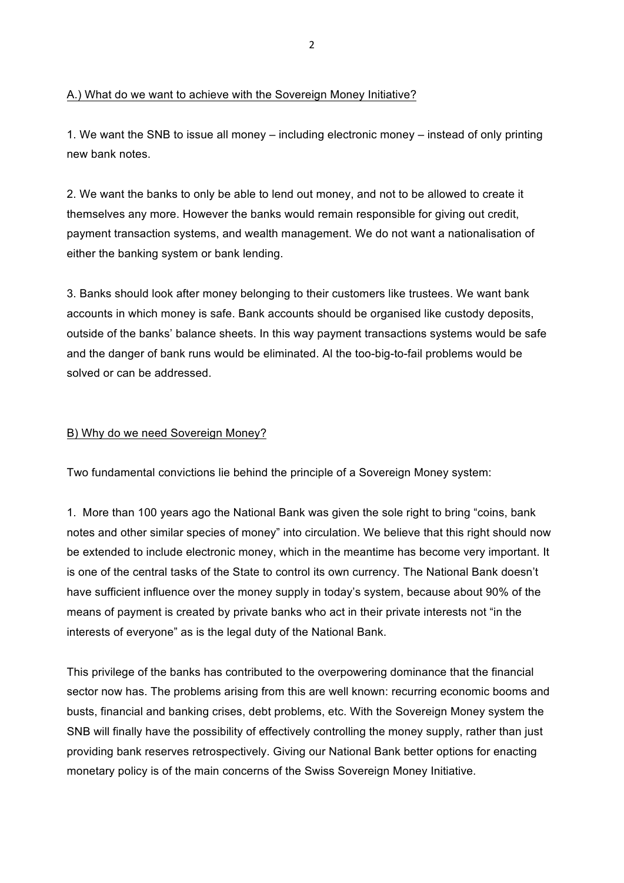## A.) What do we want to achieve with the Sovereign Money Initiative?

1. We want the SNB to issue all money – including electronic money – instead of only printing new bank notes.

2. We want the banks to only be able to lend out money, and not to be allowed to create it themselves any more. However the banks would remain responsible for giving out credit, payment transaction systems, and wealth management. We do not want a nationalisation of either the banking system or bank lending.

3. Banks should look after money belonging to their customers like trustees. We want bank accounts in which money is safe. Bank accounts should be organised like custody deposits, outside of the banks' balance sheets. In this way payment transactions systems would be safe and the danger of bank runs would be eliminated. Al the too-big-to-fail problems would be solved or can be addressed.

## B) Why do we need Sovereign Money?

Two fundamental convictions lie behind the principle of a Sovereign Money system:

1. More than 100 years ago the National Bank was given the sole right to bring "coins, bank notes and other similar species of money" into circulation. We believe that this right should now be extended to include electronic money, which in the meantime has become very important. It is one of the central tasks of the State to control its own currency. The National Bank doesn't have sufficient influence over the money supply in today's system, because about 90% of the means of payment is created by private banks who act in their private interests not "in the interests of everyone" as is the legal duty of the National Bank.

This privilege of the banks has contributed to the overpowering dominance that the financial sector now has. The problems arising from this are well known: recurring economic booms and busts, financial and banking crises, debt problems, etc. With the Sovereign Money system the SNB will finally have the possibility of effectively controlling the money supply, rather than just providing bank reserves retrospectively. Giving our National Bank better options for enacting monetary policy is of the main concerns of the Swiss Sovereign Money Initiative.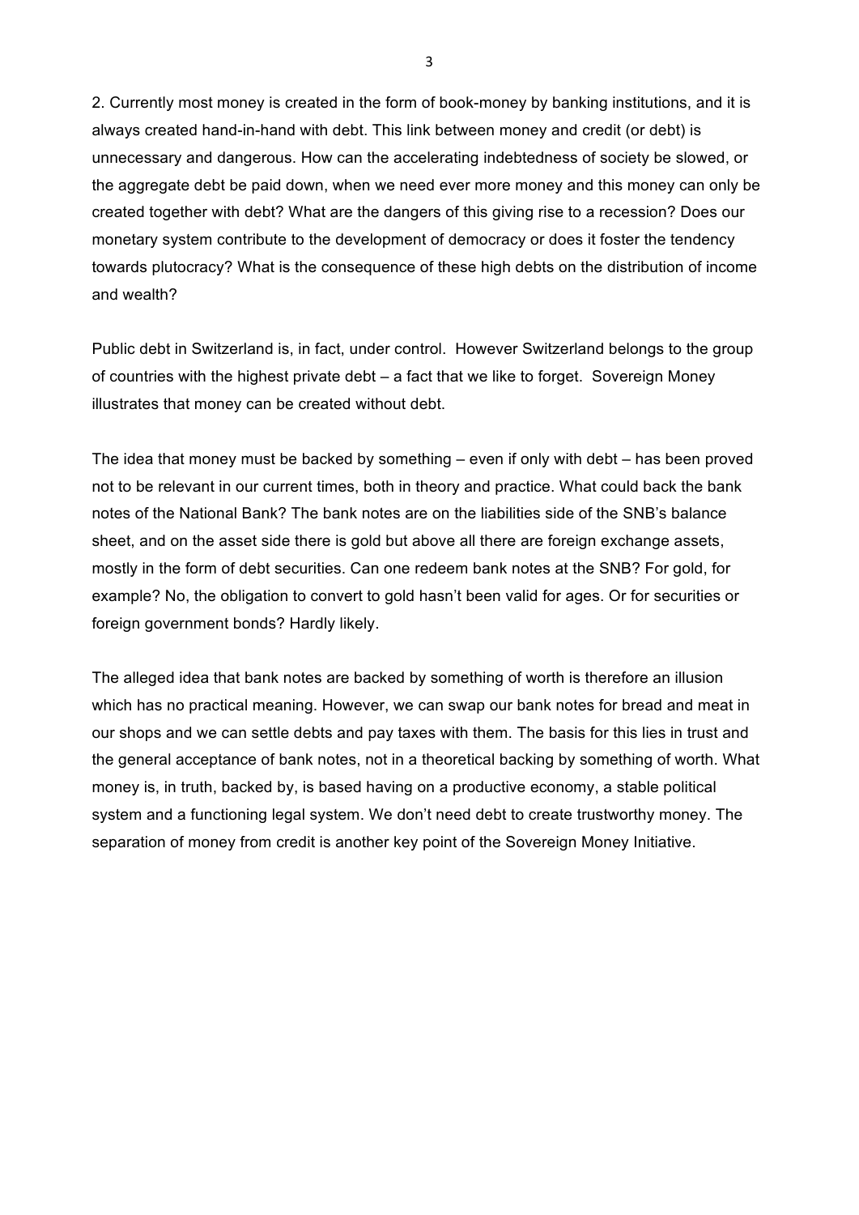2. Currently most money is created in the form of book-money by banking institutions, and it is always created hand-in-hand with debt. This link between money and credit (or debt) is unnecessary and dangerous. How can the accelerating indebtedness of society be slowed, or the aggregate debt be paid down, when we need ever more money and this money can only be created together with debt? What are the dangers of this giving rise to a recession? Does our monetary system contribute to the development of democracy or does it foster the tendency towards plutocracy? What is the consequence of these high debts on the distribution of income and wealth?

Public debt in Switzerland is, in fact, under control. However Switzerland belongs to the group of countries with the highest private debt – a fact that we like to forget. Sovereign Money illustrates that money can be created without debt.

The idea that money must be backed by something – even if only with debt – has been proved not to be relevant in our current times, both in theory and practice. What could back the bank notes of the National Bank? The bank notes are on the liabilities side of the SNB's balance sheet, and on the asset side there is gold but above all there are foreign exchange assets, mostly in the form of debt securities. Can one redeem bank notes at the SNB? For gold, for example? No, the obligation to convert to gold hasn't been valid for ages. Or for securities or foreign government bonds? Hardly likely.

The alleged idea that bank notes are backed by something of worth is therefore an illusion which has no practical meaning. However, we can swap our bank notes for bread and meat in our shops and we can settle debts and pay taxes with them. The basis for this lies in trust and the general acceptance of bank notes, not in a theoretical backing by something of worth. What money is, in truth, backed by, is based having on a productive economy, a stable political system and a functioning legal system. We don't need debt to create trustworthy money. The separation of money from credit is another key point of the Sovereign Money Initiative.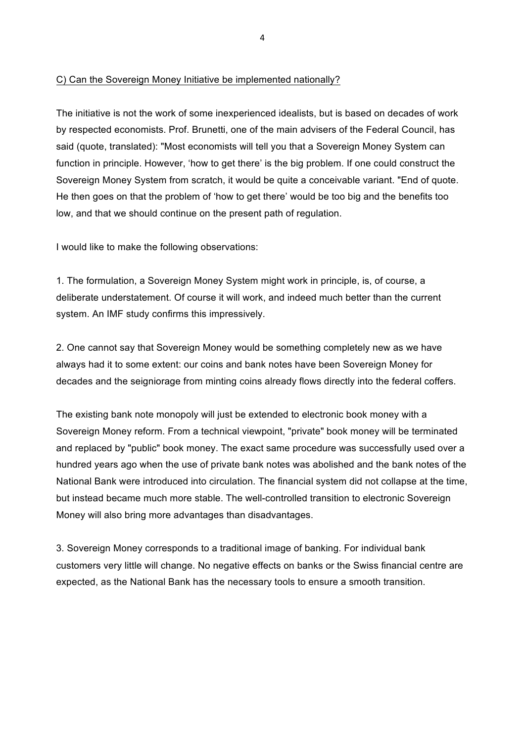C) Can the Sovereign Money Initiative be implemented nationally?

The initiative is not the work of some inexperienced idealists, but is based on decades of work by respected economists. Prof. Brunetti, one of the main advisers of the Federal Council, has said (quote, translated): "Most economists will tell you that a Sovereign Money System can function in principle. However, 'how to get there' is the big problem. If one could construct the Sovereign Money System from scratch, it would be quite a conceivable variant. "End of quote. He then goes on that the problem of 'how to get there' would be too big and the benefits too low, and that we should continue on the present path of regulation.

I would like to make the following observations:

1. The formulation, a Sovereign Money System might work in principle, is, of course, a deliberate understatement. Of course it will work, and indeed much better than the current system. An IMF study confirms this impressively.

2. One cannot say that Sovereign Money would be something completely new as we have always had it to some extent: our coins and bank notes have been Sovereign Money for decades and the seigniorage from minting coins already flows directly into the federal coffers.

The existing bank note monopoly will just be extended to electronic book money with a Sovereign Money reform. From a technical viewpoint, "private" book money will be terminated and replaced by "public" book money. The exact same procedure was successfully used over a hundred years ago when the use of private bank notes was abolished and the bank notes of the National Bank were introduced into circulation. The financial system did not collapse at the time, but instead became much more stable. The well-controlled transition to electronic Sovereign Money will also bring more advantages than disadvantages.

3. Sovereign Money corresponds to a traditional image of banking. For individual bank customers very little will change. No negative effects on banks or the Swiss financial centre are expected, as the National Bank has the necessary tools to ensure a smooth transition.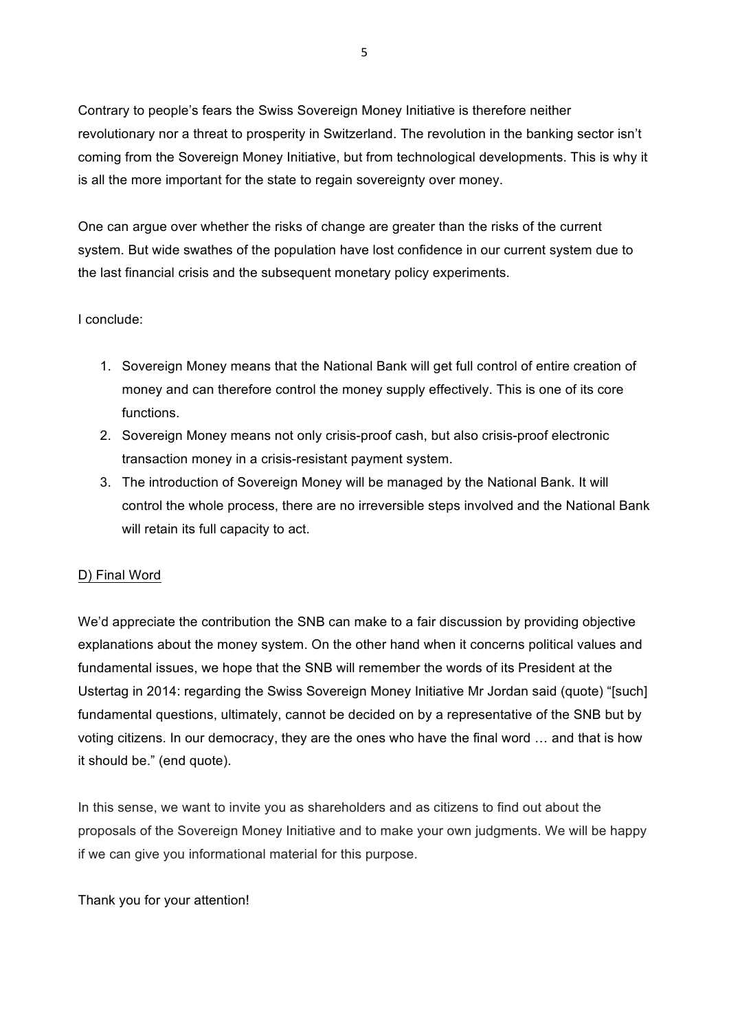Contrary to people's fears the Swiss Sovereign Money Initiative is therefore neither revolutionary nor a threat to prosperity in Switzerland. The revolution in the banking sector isn't coming from the Sovereign Money Initiative, but from technological developments. This is why it is all the more important for the state to regain sovereignty over money.

One can argue over whether the risks of change are greater than the risks of the current system. But wide swathes of the population have lost confidence in our current system due to the last financial crisis and the subsequent monetary policy experiments.

I conclude:

1. Sovereign Money means that the National Bank will get full control of entire creation of money and can therefore control the money supply effectively. This is one of its core functions.
2. Sovereign Money means not only crisis-proof cash, but also crisis-proof electronic transaction money in a crisis-resistant payment system.
3. The introduction of Sovereign Money will be managed by the National Bank. It will control the whole process, there are no irreversible steps involved and the National Bank will retain its full capacity to act.

<u>D) Final Word</u>

We'd appreciate the contribution the SNB can make to a fair discussion by providing objective explanations about the money system. On the other hand when it concerns political values and fundamental issues, we hope that the SNB will remember the words of its President at the Ustertag in 2014: regarding the Swiss Sovereign Money Initiative Mr Jordan said (quote) "[such] fundamental questions, ultimately, cannot be decided on by a representative of the SNB but by voting citizens. In our democracy, they are the ones who have the final word … and that is how it should be." (end quote).

In this sense, we want to invite you as shareholders and as citizens to find out about the proposals of the Sovereign Money Initiative and to make your own judgments. We will be happy if we can give you informational material for this purpose.

Thank you for your attention!